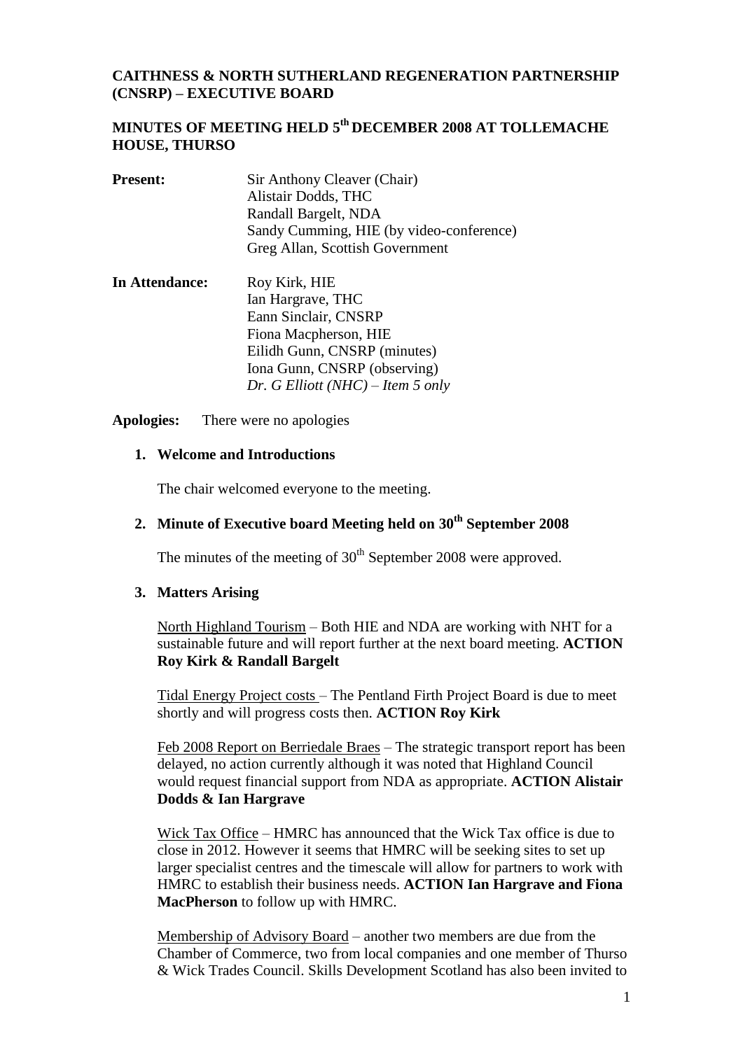**CAITHNESS & NORTH SUTHERLAND REGENERATION PARTNERSHIP (CNSRP) – EXECUTIVE BOARD**

**MINUTES OF MEETING HELD 5th DECEMBER 2008 AT TOLLEMACHE HOUSE, THURSO**

| | |
|---|---|
| **Present:** | Sir Anthony Cleaver (Chair) |
| | Alistair Dodds, THC |
| | Randall Bargelt, NDA |
| | Sandy Cumming, HIE (by video-conference) |
| | Greg Allan, Scottish Government |
| **In Attendance:** | Roy Kirk, HIE |
| | Ian Hargrave, THC |
| | Eann Sinclair, CNSRP |
| | Fiona Macpherson, HIE |
| | Eilidh Gunn, CNSRP (minutes) |
| | Iona Gunn, CNSRP (observing) |
| | *Dr. G Elliott (NHC) – Item 5 only* |

**Apologies:** There were no apologies

1. **Welcome and Introductions**

   The chair welcomed everyone to the meeting.

2. **Minute of Executive board Meeting held on 30th September 2008**

   The minutes of the meeting of 30th September 2008 were approved.

3. **Matters Arising**

   North Highland Tourism – Both HIE and NDA are working with NHT for a sustainable future and will report further at the next board meeting. **ACTION Roy Kirk & Randall Bargelt**

   Tidal Energy Project costs – The Pentland Firth Project Board is due to meet shortly and will progress costs then. **ACTION Roy Kirk**

   Feb 2008 Report on Berriedale Braes – The strategic transport report has been delayed, no action currently although it was noted that Highland Council would request financial support from NDA as appropriate. **ACTION Alistair Dodds & Ian Hargrave**

   Wick Tax Office – HMRC has announced that the Wick Tax office is due to close in 2012. However it seems that HMRC will be seeking sites to set up larger specialist centres and the timescale will allow for partners to work with HMRC to establish their business needs. **ACTION Ian Hargrave and Fiona MacPherson** to follow up with HMRC.

   Membership of Advisory Board – another two members are due from the Chamber of Commerce, two from local companies and one member of Thurso & Wick Trades Council. Skills Development Scotland has also been invited to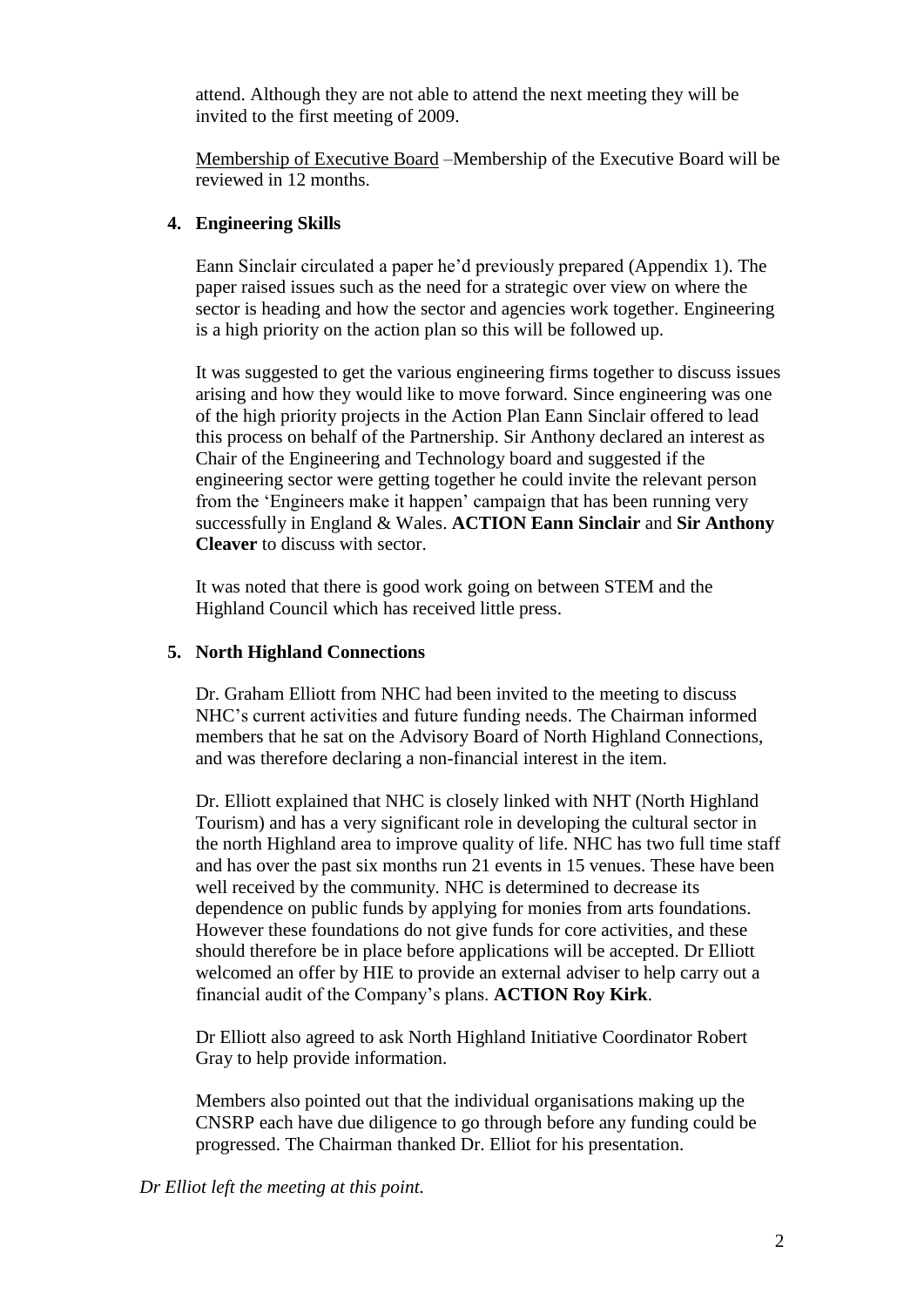attend. Although they are not able to attend the next meeting they will be invited to the first meeting of 2009.

Membership of Executive Board –Membership of the Executive Board will be reviewed in 12 months.

## 4. Engineering Skills

Eann Sinclair circulated a paper he'd previously prepared (Appendix 1). The paper raised issues such as the need for a strategic over view on where the sector is heading and how the sector and agencies work together. Engineering is a high priority on the action plan so this will be followed up.

It was suggested to get the various engineering firms together to discuss issues arising and how they would like to move forward. Since engineering was one of the high priority projects in the Action Plan Eann Sinclair offered to lead this process on behalf of the Partnership. Sir Anthony declared an interest as Chair of the Engineering and Technology board and suggested if the engineering sector were getting together he could invite the relevant person from the 'Engineers make it happen' campaign that has been running very successfully in England & Wales. **ACTION Eann Sinclair** and **Sir Anthony Cleaver** to discuss with sector.

It was noted that there is good work going on between STEM and the Highland Council which has received little press.

## 5. North Highland Connections

Dr. Graham Elliott from NHC had been invited to the meeting to discuss NHC's current activities and future funding needs. The Chairman informed members that he sat on the Advisory Board of North Highland Connections, and was therefore declaring a non-financial interest in the item.

Dr. Elliott explained that NHC is closely linked with NHT (North Highland Tourism) and has a very significant role in developing the cultural sector in the north Highland area to improve quality of life. NHC has two full time staff and has over the past six months run 21 events in 15 venues. These have been well received by the community. NHC is determined to decrease its dependence on public funds by applying for monies from arts foundations. However these foundations do not give funds for core activities, and these should therefore be in place before applications will be accepted. Dr Elliott welcomed an offer by HIE to provide an external adviser to help carry out a financial audit of the Company's plans. **ACTION Roy Kirk**.

Dr Elliott also agreed to ask North Highland Initiative Coordinator Robert Gray to help provide information.

Members also pointed out that the individual organisations making up the CNSRP each have due diligence to go through before any funding could be progressed. The Chairman thanked Dr. Elliot for his presentation.

*Dr Elliot left the meeting at this point.*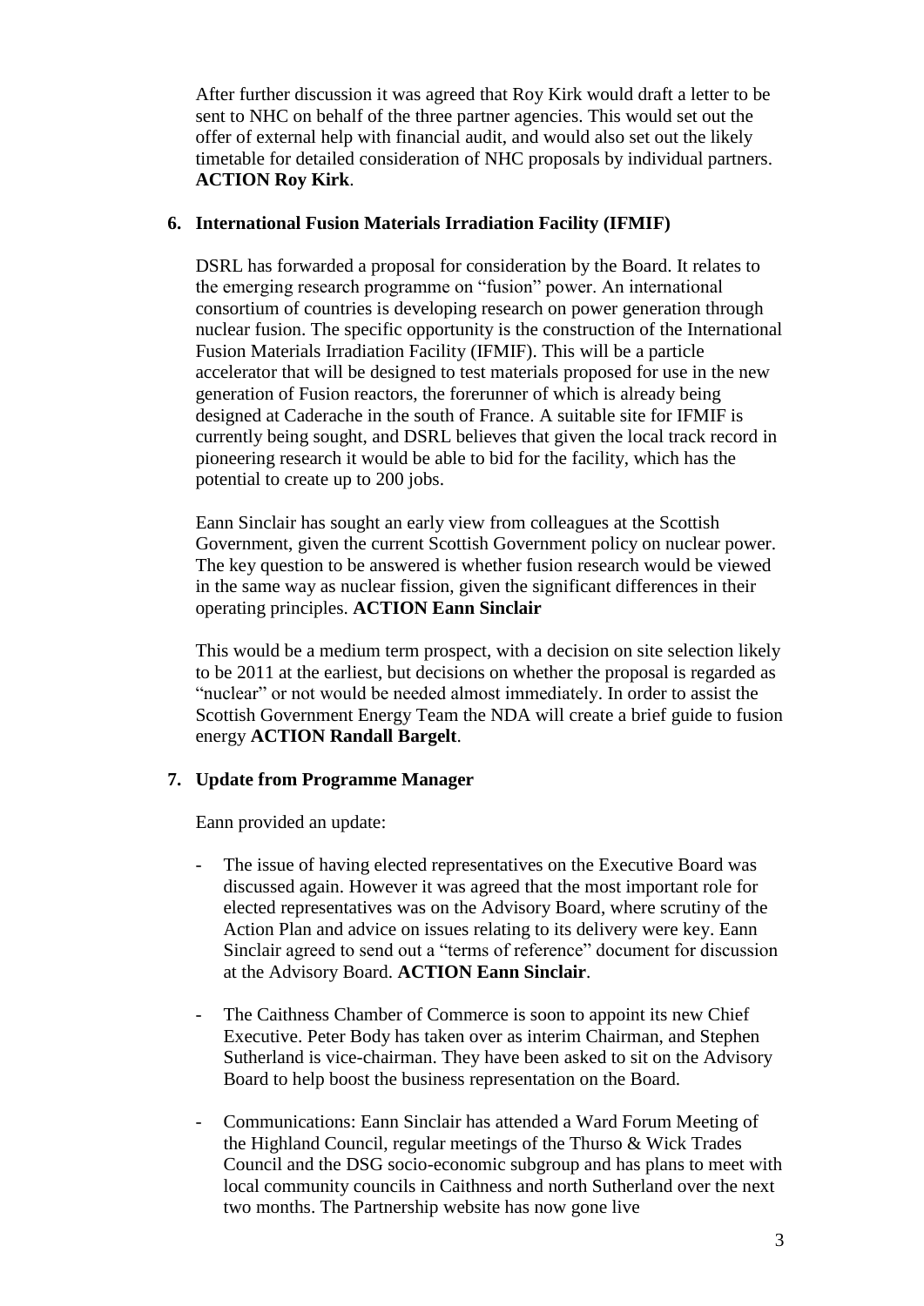After further discussion it was agreed that Roy Kirk would draft a letter to be sent to NHC on behalf of the three partner agencies. This would set out the offer of external help with financial audit, and would also set out the likely timetable for detailed consideration of NHC proposals by individual partners. **ACTION Roy Kirk**.

**6. International Fusion Materials Irradiation Facility (IFMIF)**

DSRL has forwarded a proposal for consideration by the Board. It relates to the emerging research programme on "fusion" power. An international consortium of countries is developing research on power generation through nuclear fusion. The specific opportunity is the construction of the International Fusion Materials Irradiation Facility (IFMIF). This will be a particle accelerator that will be designed to test materials proposed for use in the new generation of Fusion reactors, the forerunner of which is already being designed at Caderache in the south of France. A suitable site for IFMIF is currently being sought, and DSRL believes that given the local track record in pioneering research it would be able to bid for the facility, which has the potential to create up to 200 jobs.

Eann Sinclair has sought an early view from colleagues at the Scottish Government, given the current Scottish Government policy on nuclear power. The key question to be answered is whether fusion research would be viewed in the same way as nuclear fission, given the significant differences in their operating principles. **ACTION Eann Sinclair**

This would be a medium term prospect, with a decision on site selection likely to be 2011 at the earliest, but decisions on whether the proposal is regarded as "nuclear" or not would be needed almost immediately. In order to assist the Scottish Government Energy Team the NDA will create a brief guide to fusion energy **ACTION Randall Bargelt**.

**7. Update from Programme Manager**

Eann provided an update:

- The issue of having elected representatives on the Executive Board was discussed again. However it was agreed that the most important role for elected representatives was on the Advisory Board, where scrutiny of the Action Plan and advice on issues relating to its delivery were key. Eann Sinclair agreed to send out a "terms of reference" document for discussion at the Advisory Board. **ACTION Eann Sinclair**.

- The Caithness Chamber of Commerce is soon to appoint its new Chief Executive. Peter Body has taken over as interim Chairman, and Stephen Sutherland is vice-chairman. They have been asked to sit on the Advisory Board to help boost the business representation on the Board.

- Communications: Eann Sinclair has attended a Ward Forum Meeting of the Highland Council, regular meetings of the Thurso & Wick Trades Council and the DSG socio-economic subgroup and has plans to meet with local community councils in Caithness and north Sutherland over the next two months. The Partnership website has now gone live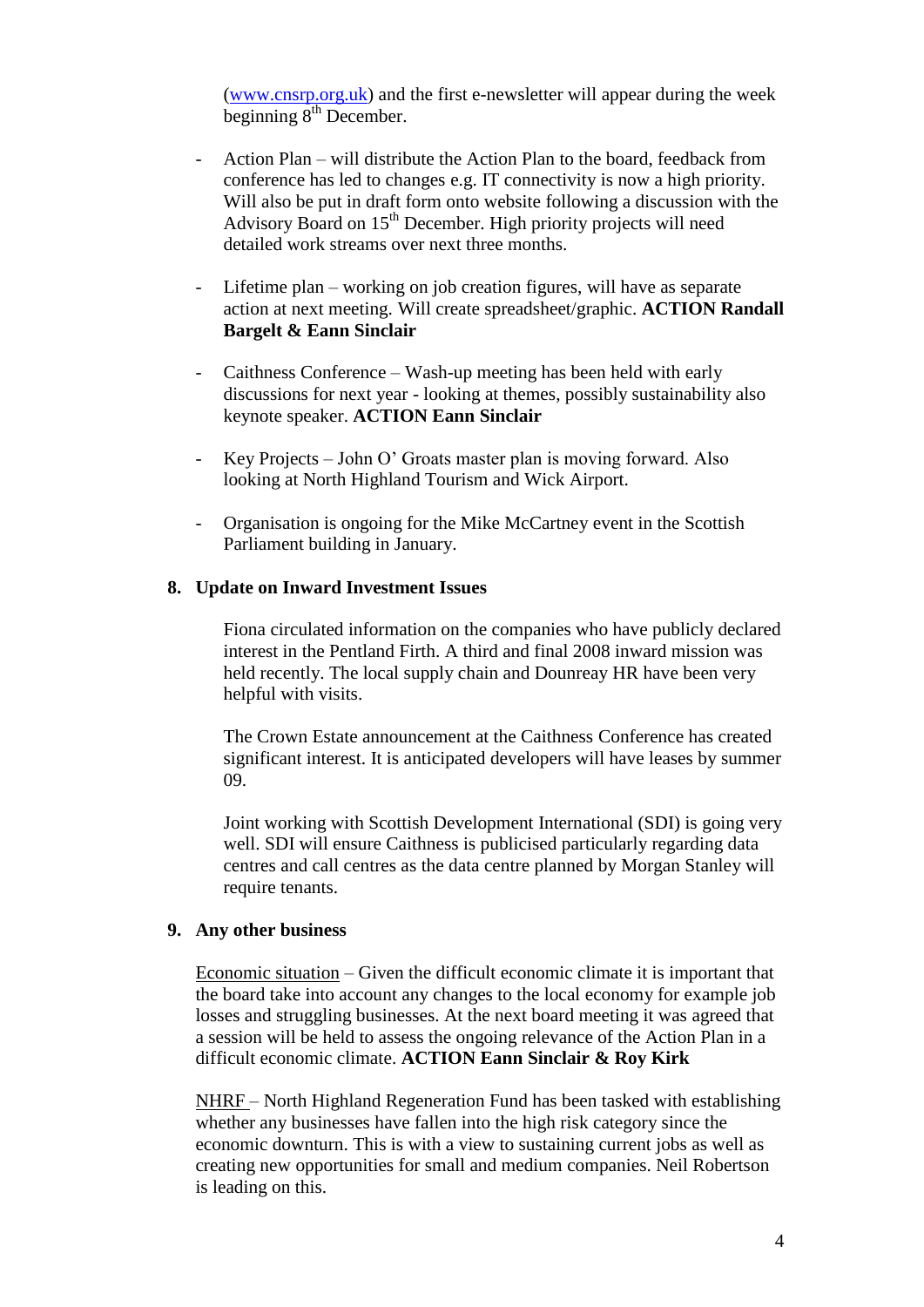([www.cnsrp.org.uk](http://www.cnsrp.org.uk)) and the first e-newsletter will appear during the week beginning 8th December.

- Action Plan – will distribute the Action Plan to the board, feedback from conference has led to changes e.g. IT connectivity is now a high priority. Will also be put in draft form onto website following a discussion with the Advisory Board on 15th December. High priority projects will need detailed work streams over next three months.

- Lifetime plan – working on job creation figures, will have as separate action at next meeting. Will create spreadsheet/graphic. **ACTION Randall Bargelt & Eann Sinclair**

- Caithness Conference – Wash-up meeting has been held with early discussions for next year - looking at themes, possibly sustainability also keynote speaker. **ACTION Eann Sinclair**

- Key Projects – John O' Groats master plan is moving forward. Also looking at North Highland Tourism and Wick Airport.

- Organisation is ongoing for the Mike McCartney event in the Scottish Parliament building in January.

**8. Update on Inward Investment Issues**

Fiona circulated information on the companies who have publicly declared interest in the Pentland Firth. A third and final 2008 inward mission was held recently. The local supply chain and Dounreay HR have been very helpful with visits.

The Crown Estate announcement at the Caithness Conference has created significant interest. It is anticipated developers will have leases by summer 09.

Joint working with Scottish Development International (SDI) is going very well. SDI will ensure Caithness is publicised particularly regarding data centres and call centres as the data centre planned by Morgan Stanley will require tenants.

**9. Any other business**

Economic situation – Given the difficult economic climate it is important that the board take into account any changes to the local economy for example job losses and struggling businesses. At the next board meeting it was agreed that a session will be held to assess the ongoing relevance of the Action Plan in a difficult economic climate. **ACTION Eann Sinclair & Roy Kirk**

NHRF – North Highland Regeneration Fund has been tasked with establishing whether any businesses have fallen into the high risk category since the economic downturn. This is with a view to sustaining current jobs as well as creating new opportunities for small and medium companies. Neil Robertson is leading on this.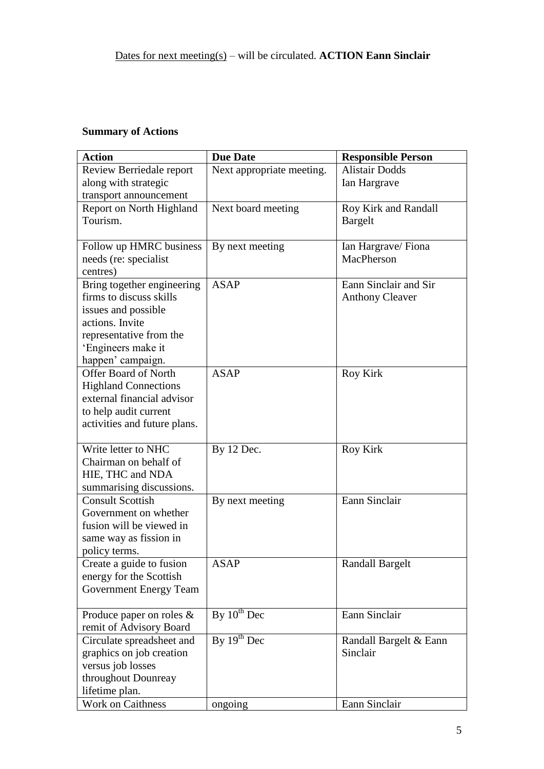<u>Dates for next meeting(s)</u> – will be circulated. **ACTION Eann Sinclair**

**Summary of Actions**

| Action | Due Date | Responsible Person |
| --- | --- | --- |
| Review Berriedale report along with strategic transport announcement | Next appropriate meeting. | Alistair Dodds Ian Hargrave |
| Report on North Highland Tourism. | Next board meeting | Roy Kirk and Randall Bargelt |
| Follow up HMRC business needs (re: specialist centres) | By next meeting | Ian Hargrave/ Fiona MacPherson |
| Bring together engineering firms to discuss skills issues and possible actions. Invite representative from the 'Engineers make it happen' campaign. | ASAP | Eann Sinclair and Sir Anthony Cleaver |
| Offer Board of North Highland Connections external financial advisor to help audit current activities and future plans. | ASAP | Roy Kirk |
| Write letter to NHC Chairman on behalf of HIE, THC and NDA summarising discussions. | By 12 Dec. | Roy Kirk |
| Consult Scottish Government on whether fusion will be viewed in same way as fission in policy terms. | By next meeting | Eann Sinclair |
| Create a guide to fusion energy for the Scottish Government Energy Team | ASAP | Randall Bargelt |
| Produce paper on roles & remit of Advisory Board | By 10th Dec | Eann Sinclair |
| Circulate spreadsheet and graphics on job creation versus job losses throughout Dounreay lifetime plan. | By 19th Dec | Randall Bargelt & Eann Sinclair |
| Work on Caithness | ongoing | Eann Sinclair |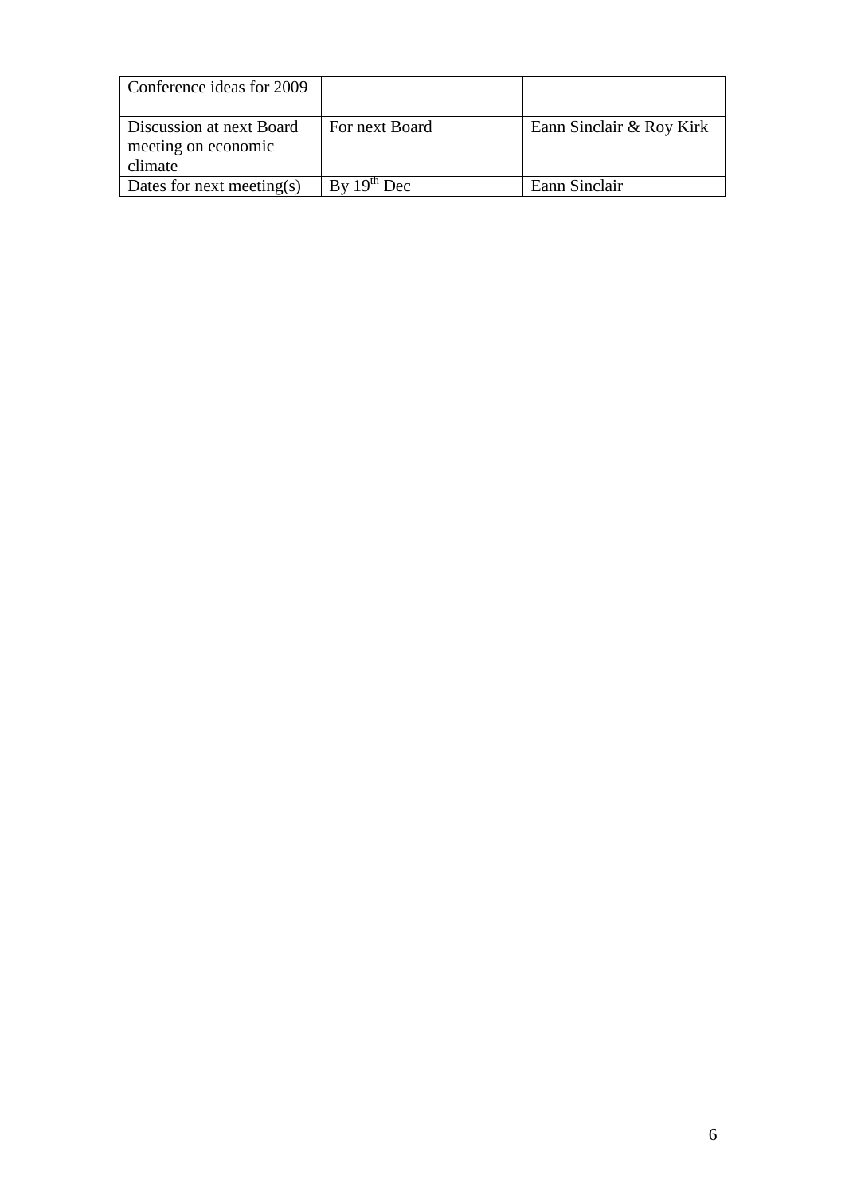| Conference ideas for 2009 | | |
|---|---|---|
| Discussion at next Board meeting on economic climate | For next Board | Eann Sinclair & Roy Kirk |
| Dates for next meeting(s) | By 19th Dec | Eann Sinclair |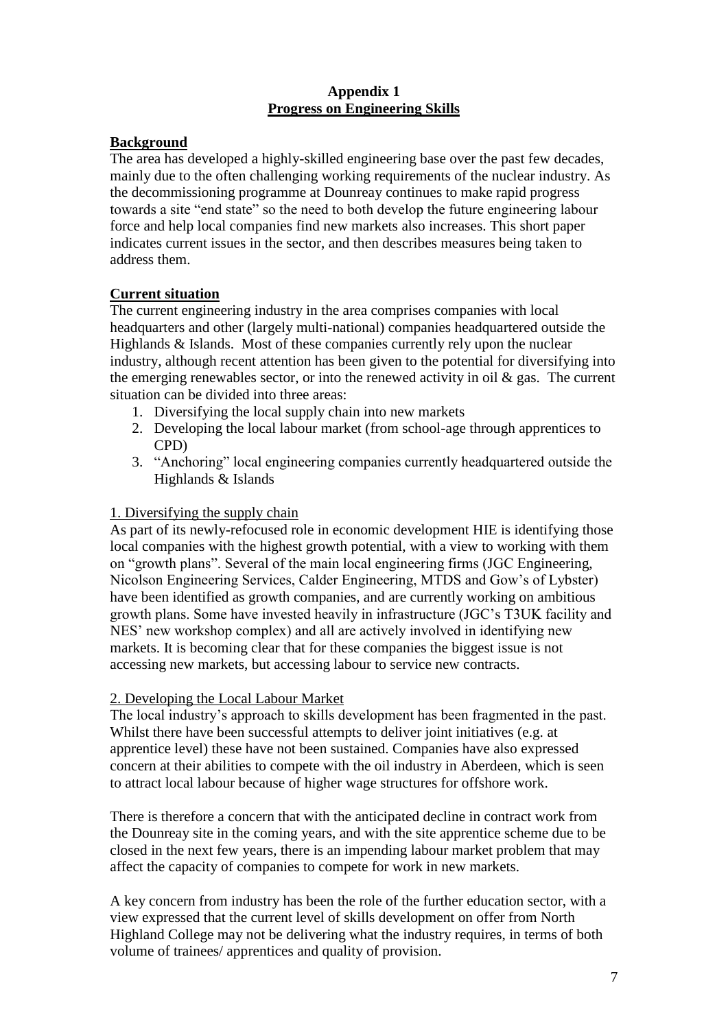## Appendix 1
## Progress on Engineering Skills

### Background

The area has developed a highly-skilled engineering base over the past few decades, mainly due to the often challenging working requirements of the nuclear industry. As the decommissioning programme at Dounreay continues to make rapid progress towards a site "end state" so the need to both develop the future engineering labour force and help local companies find new markets also increases. This short paper indicates current issues in the sector, and then describes measures being taken to address them.

### Current situation

The current engineering industry in the area comprises companies with local headquarters and other (largely multi-national) companies headquartered outside the Highlands & Islands. Most of these companies currently rely upon the nuclear industry, although recent attention has been given to the potential for diversifying into the emerging renewables sector, or into the renewed activity in oil & gas. The current situation can be divided into three areas:

1. Diversifying the local supply chain into new markets
2. Developing the local labour market (from school-age through apprentices to CPD)
3. "Anchoring" local engineering companies currently headquartered outside the Highlands & Islands

#### 1. Diversifying the supply chain

As part of its newly-refocused role in economic development HIE is identifying those local companies with the highest growth potential, with a view to working with them on "growth plans". Several of the main local engineering firms (JGC Engineering, Nicolson Engineering Services, Calder Engineering, MTDS and Gow's of Lybster) have been identified as growth companies, and are currently working on ambitious growth plans. Some have invested heavily in infrastructure (JGC's T3UK facility and NES' new workshop complex) and all are actively involved in identifying new markets. It is becoming clear that for these companies the biggest issue is not accessing new markets, but accessing labour to service new contracts.

#### 2. Developing the Local Labour Market

The local industry's approach to skills development has been fragmented in the past. Whilst there have been successful attempts to deliver joint initiatives (e.g. at apprentice level) these have not been sustained. Companies have also expressed concern at their abilities to compete with the oil industry in Aberdeen, which is seen to attract local labour because of higher wage structures for offshore work.

There is therefore a concern that with the anticipated decline in contract work from the Dounreay site in the coming years, and with the site apprentice scheme due to be closed in the next few years, there is an impending labour market problem that may affect the capacity of companies to compete for work in new markets.

A key concern from industry has been the role of the further education sector, with a view expressed that the current level of skills development on offer from North Highland College may not be delivering what the industry requires, in terms of both volume of trainees/ apprentices and quality of provision.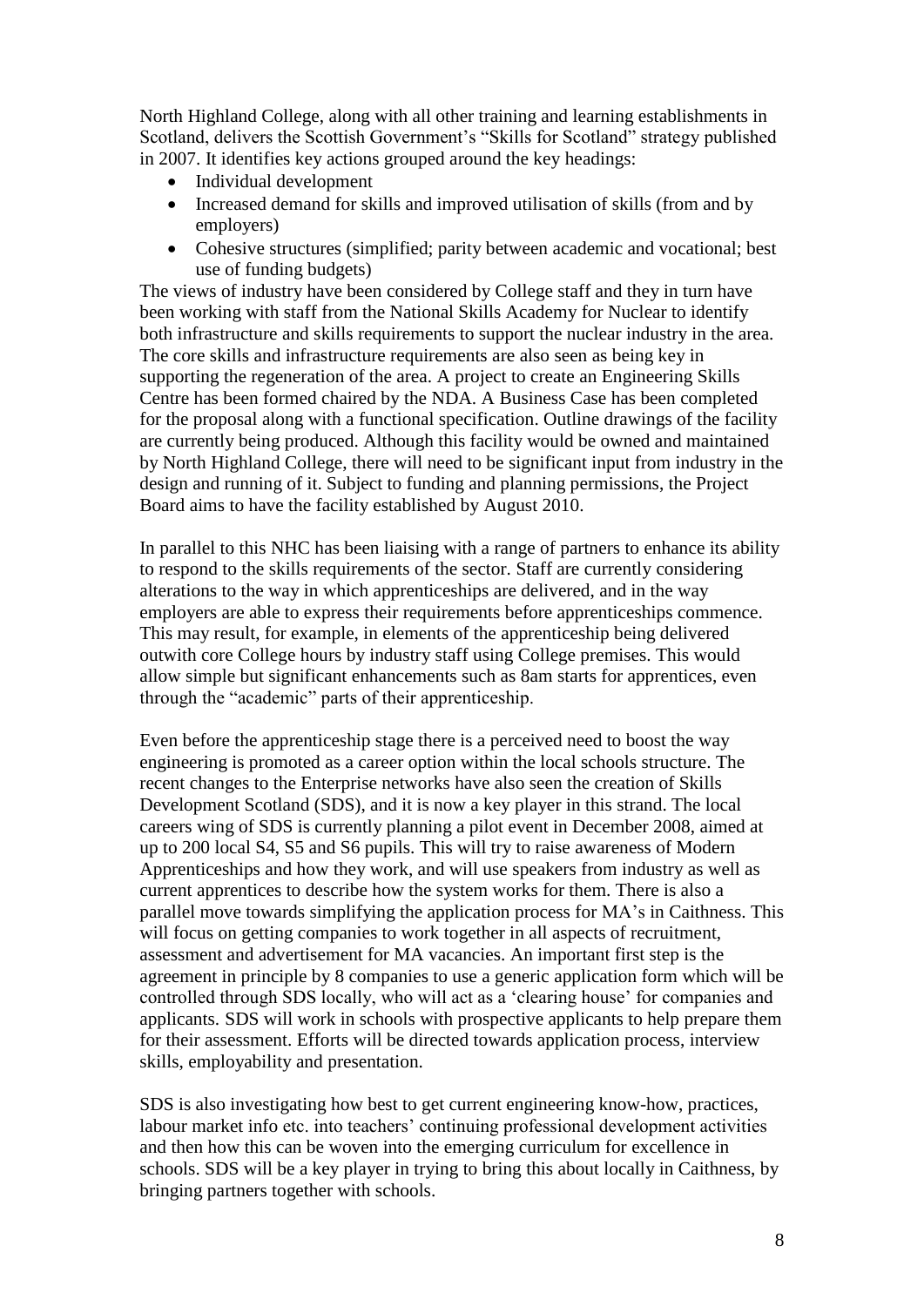North Highland College, along with all other training and learning establishments in Scotland, delivers the Scottish Government's "Skills for Scotland" strategy published in 2007. It identifies key actions grouped around the key headings:

- Individual development
- Increased demand for skills and improved utilisation of skills (from and by employers)
- Cohesive structures (simplified; parity between academic and vocational; best use of funding budgets)

The views of industry have been considered by College staff and they in turn have been working with staff from the National Skills Academy for Nuclear to identify both infrastructure and skills requirements to support the nuclear industry in the area. The core skills and infrastructure requirements are also seen as being key in supporting the regeneration of the area. A project to create an Engineering Skills Centre has been formed chaired by the NDA. A Business Case has been completed for the proposal along with a functional specification. Outline drawings of the facility are currently being produced. Although this facility would be owned and maintained by North Highland College, there will need to be significant input from industry in the design and running of it. Subject to funding and planning permissions, the Project Board aims to have the facility established by August 2010.

In parallel to this NHC has been liaising with a range of partners to enhance its ability to respond to the skills requirements of the sector. Staff are currently considering alterations to the way in which apprenticeships are delivered, and in the way employers are able to express their requirements before apprenticeships commence. This may result, for example, in elements of the apprenticeship being delivered outwith core College hours by industry staff using College premises. This would allow simple but significant enhancements such as 8am starts for apprentices, even through the "academic" parts of their apprenticeship.

Even before the apprenticeship stage there is a perceived need to boost the way engineering is promoted as a career option within the local schools structure. The recent changes to the Enterprise networks have also seen the creation of Skills Development Scotland (SDS), and it is now a key player in this strand. The local careers wing of SDS is currently planning a pilot event in December 2008, aimed at up to 200 local S4, S5 and S6 pupils. This will try to raise awareness of Modern Apprenticeships and how they work, and will use speakers from industry as well as current apprentices to describe how the system works for them. There is also a parallel move towards simplifying the application process for MA's in Caithness. This will focus on getting companies to work together in all aspects of recruitment, assessment and advertisement for MA vacancies. An important first step is the agreement in principle by 8 companies to use a generic application form which will be controlled through SDS locally, who will act as a 'clearing house' for companies and applicants. SDS will work in schools with prospective applicants to help prepare them for their assessment. Efforts will be directed towards application process, interview skills, employability and presentation.

SDS is also investigating how best to get current engineering know-how, practices, labour market info etc. into teachers' continuing professional development activities and then how this can be woven into the emerging curriculum for excellence in schools. SDS will be a key player in trying to bring this about locally in Caithness, by bringing partners together with schools.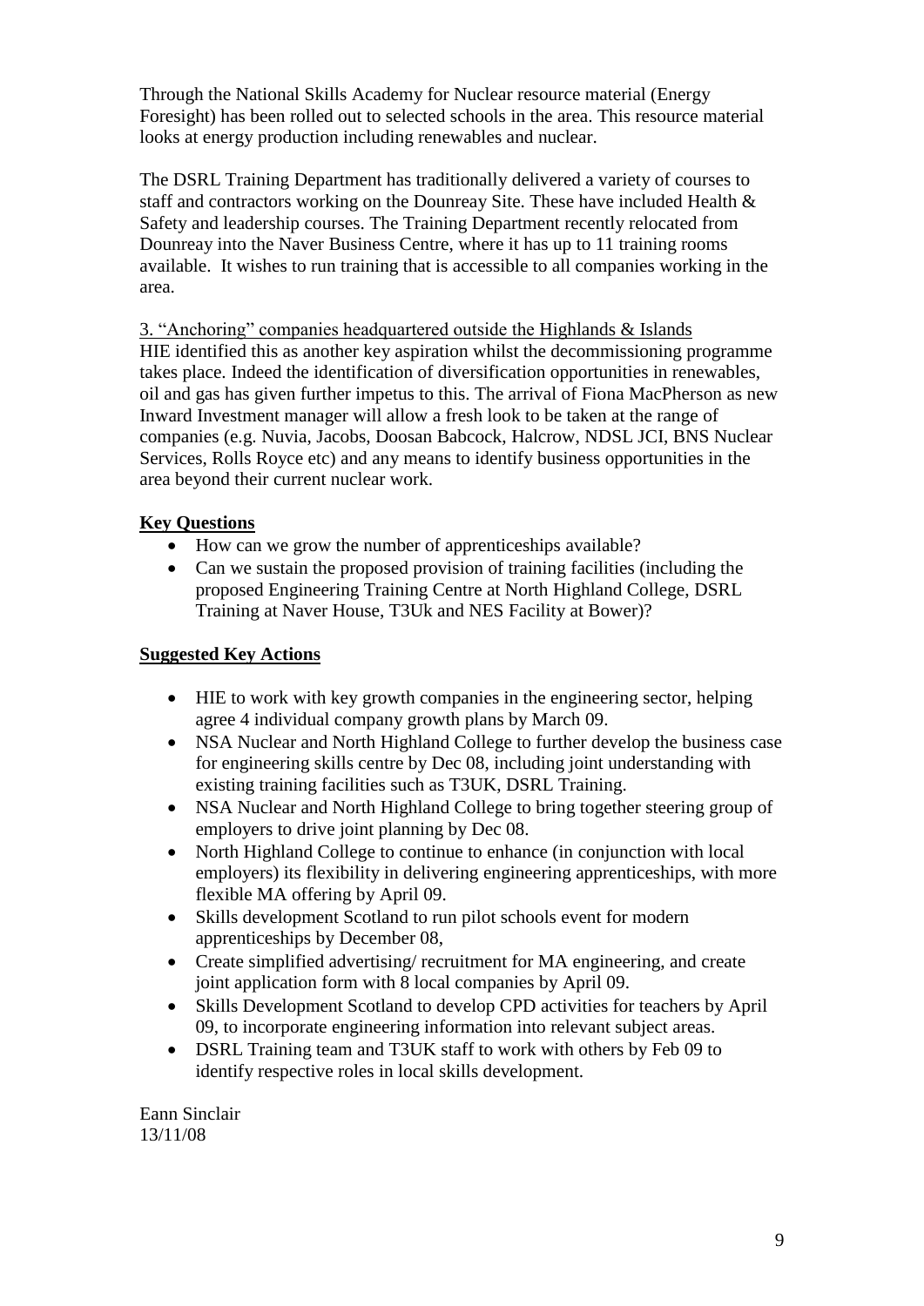Through the National Skills Academy for Nuclear resource material (Energy Foresight) has been rolled out to selected schools in the area. This resource material looks at energy production including renewables and nuclear.

The DSRL Training Department has traditionally delivered a variety of courses to staff and contractors working on the Dounreay Site. These have included Health & Safety and leadership courses. The Training Department recently relocated from Dounreay into the Naver Business Centre, where it has up to 11 training rooms available. It wishes to run training that is accessible to all companies working in the area.

3. "Anchoring" companies headquartered outside the Highlands & Islands

HIE identified this as another key aspiration whilst the decommissioning programme takes place. Indeed the identification of diversification opportunities in renewables, oil and gas has given further impetus to this. The arrival of Fiona MacPherson as new Inward Investment manager will allow a fresh look to be taken at the range of companies (e.g. Nuvia, Jacobs, Doosan Babcock, Halcrow, NDSL JCI, BNS Nuclear Services, Rolls Royce etc) and any means to identify business opportunities in the area beyond their current nuclear work.

**Key Questions**

- How can we grow the number of apprenticeships available?
- Can we sustain the proposed provision of training facilities (including the proposed Engineering Training Centre at North Highland College, DSRL Training at Naver House, T3Uk and NES Facility at Bower)?

**Suggested Key Actions**

- HIE to work with key growth companies in the engineering sector, helping agree 4 individual company growth plans by March 09.
- NSA Nuclear and North Highland College to further develop the business case for engineering skills centre by Dec 08, including joint understanding with existing training facilities such as T3UK, DSRL Training.
- NSA Nuclear and North Highland College to bring together steering group of employers to drive joint planning by Dec 08.
- North Highland College to continue to enhance (in conjunction with local employers) its flexibility in delivering engineering apprenticeships, with more flexible MA offering by April 09.
- Skills development Scotland to run pilot schools event for modern apprenticeships by December 08,
- Create simplified advertising/ recruitment for MA engineering, and create joint application form with 8 local companies by April 09.
- Skills Development Scotland to develop CPD activities for teachers by April 09, to incorporate engineering information into relevant subject areas.
- DSRL Training team and T3UK staff to work with others by Feb 09 to identify respective roles in local skills development.

Eann Sinclair
13/11/08